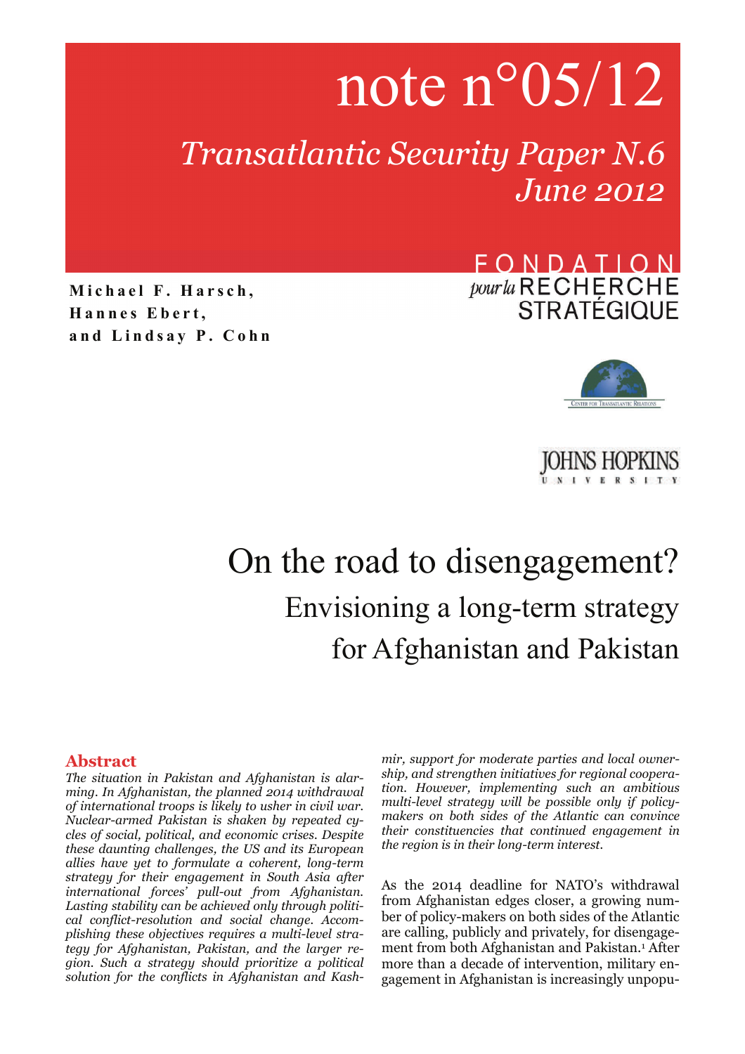note n°05/12

*Transatlantic Security Paper N.6*
*June 2012*

FONDATION pour la RECHERCHE STRATÉGIQUE

**Michael F. Harsch, Hannes Ebert, and Lindsay P. Cohn**

CENTER FOR TRANSATLANTIC RELATIONS

JOHNS HOPKINS UNIVERSITY

# On the road to disengagement?

## Envisioning a long-term strategy for Afghanistan and Pakistan

### Abstract

*The situation in Pakistan and Afghanistan is alarming. In Afghanistan, the planned 2014 withdrawal of international troops is likely to usher in civil war. Nuclear-armed Pakistan is shaken by repeated cycles of social, political, and economic crises. Despite these daunting challenges, the US and its European allies have yet to formulate a coherent, long-term strategy for their engagement in South Asia after international forces' pull-out from Afghanistan. Lasting stability can be achieved only through political conflict-resolution and social change. Accomplishing these objectives requires a multi-level strategy for Afghanistan, Pakistan, and the larger region. Such a strategy should prioritize a political solution for the conflicts in Afghanistan and Kashmir, support for moderate parties and local ownership, and strengthen initiatives for regional cooperation. However, implementing such an ambitious multi-level strategy will be possible only if policy-makers on both sides of the Atlantic can convince their constituencies that continued engagement in the region is in their long-term interest.*

As the 2014 deadline for NATO's withdrawal from Afghanistan edges closer, a growing number of policy-makers on both sides of the Atlantic are calling, publicly and privately, for disengagement from both Afghanistan and Pakistan.[1] After more than a decade of intervention, military engagement in Afghanistan is increasingly unpopu-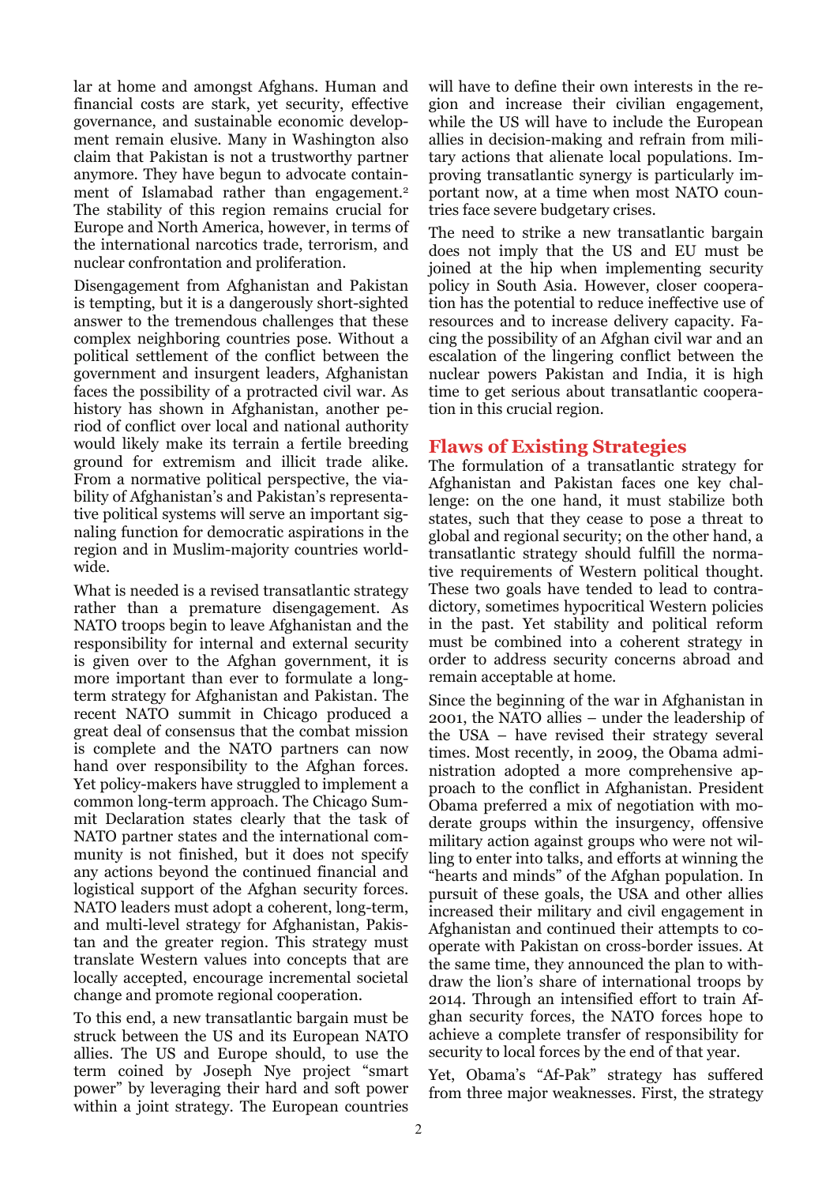lar at home and amongst Afghans. Human and financial costs are stark, yet security, effective governance, and sustainable economic development remain elusive. Many in Washington also claim that Pakistan is not a trustworthy partner anymore. They have begun to advocate containment of Islamabad rather than engagement.[2] The stability of this region remains crucial for Europe and North America, however, in terms of the international narcotics trade, terrorism, and nuclear confrontation and proliferation.

Disengagement from Afghanistan and Pakistan is tempting, but it is a dangerously short-sighted answer to the tremendous challenges that these complex neighboring countries pose. Without a political settlement of the conflict between the government and insurgent leaders, Afghanistan faces the possibility of a protracted civil war. As history has shown in Afghanistan, another period of conflict over local and national authority would likely make its terrain a fertile breeding ground for extremism and illicit trade alike. From a normative political perspective, the viability of Afghanistan's and Pakistan's representative political systems will serve an important signaling function for democratic aspirations in the region and in Muslim-majority countries worldwide.

What is needed is a revised transatlantic strategy rather than a premature disengagement. As NATO troops begin to leave Afghanistan and the responsibility for internal and external security is given over to the Afghan government, it is more important than ever to formulate a long-term strategy for Afghanistan and Pakistan. The recent NATO summit in Chicago produced a great deal of consensus that the combat mission is complete and the NATO partners can now hand over responsibility to the Afghan forces. Yet policy-makers have struggled to implement a common long-term approach. The Chicago Summit Declaration states clearly that the task of NATO partner states and the international community is not finished, but it does not specify any actions beyond the continued financial and logistical support of the Afghan security forces. NATO leaders must adopt a coherent, long-term, and multi-level strategy for Afghanistan, Pakistan and the greater region. This strategy must translate Western values into concepts that are locally accepted, encourage incremental societal change and promote regional cooperation.

To this end, a new transatlantic bargain must be struck between the US and its European NATO allies. The US and Europe should, to use the term coined by Joseph Nye project "smart power" by leveraging their hard and soft power within a joint strategy. The European countries will have to define their own interests in the region and increase their civilian engagement, while the US will have to include the European allies in decision-making and refrain from military actions that alienate local populations. Improving transatlantic synergy is particularly important now, at a time when most NATO countries face severe budgetary crises.

The need to strike a new transatlantic bargain does not imply that the US and EU must be joined at the hip when implementing security policy in South Asia. However, closer cooperation has the potential to reduce ineffective use of resources and to increase delivery capacity. Facing the possibility of an Afghan civil war and an escalation of the lingering conflict between the nuclear powers Pakistan and India, it is high time to get serious about transatlantic cooperation in this crucial region.

## Flaws of Existing Strategies

The formulation of a transatlantic strategy for Afghanistan and Pakistan faces one key challenge: on the one hand, it must stabilize both states, such that they cease to pose a threat to global and regional security; on the other hand, a transatlantic strategy should fulfill the normative requirements of Western political thought. These two goals have tended to lead to contradictory, sometimes hypocritical Western policies in the past. Yet stability and political reform must be combined into a coherent strategy in order to address security concerns abroad and remain acceptable at home.

Since the beginning of the war in Afghanistan in 2001, the NATO allies – under the leadership of the USA – have revised their strategy several times. Most recently, in 2009, the Obama administration adopted a more comprehensive approach to the conflict in Afghanistan. President Obama preferred a mix of negotiation with moderate groups within the insurgency, offensive military action against groups who were not willing to enter into talks, and efforts at winning the "hearts and minds" of the Afghan population. In pursuit of these goals, the USA and other allies increased their military and civil engagement in Afghanistan and continued their attempts to cooperate with Pakistan on cross-border issues. At the same time, they announced the plan to withdraw the lion's share of international troops by 2014. Through an intensified effort to train Afghan security forces, the NATO forces hope to achieve a complete transfer of responsibility for security to local forces by the end of that year.

Yet, Obama's "Af-Pak" strategy has suffered from three major weaknesses. First, the strategy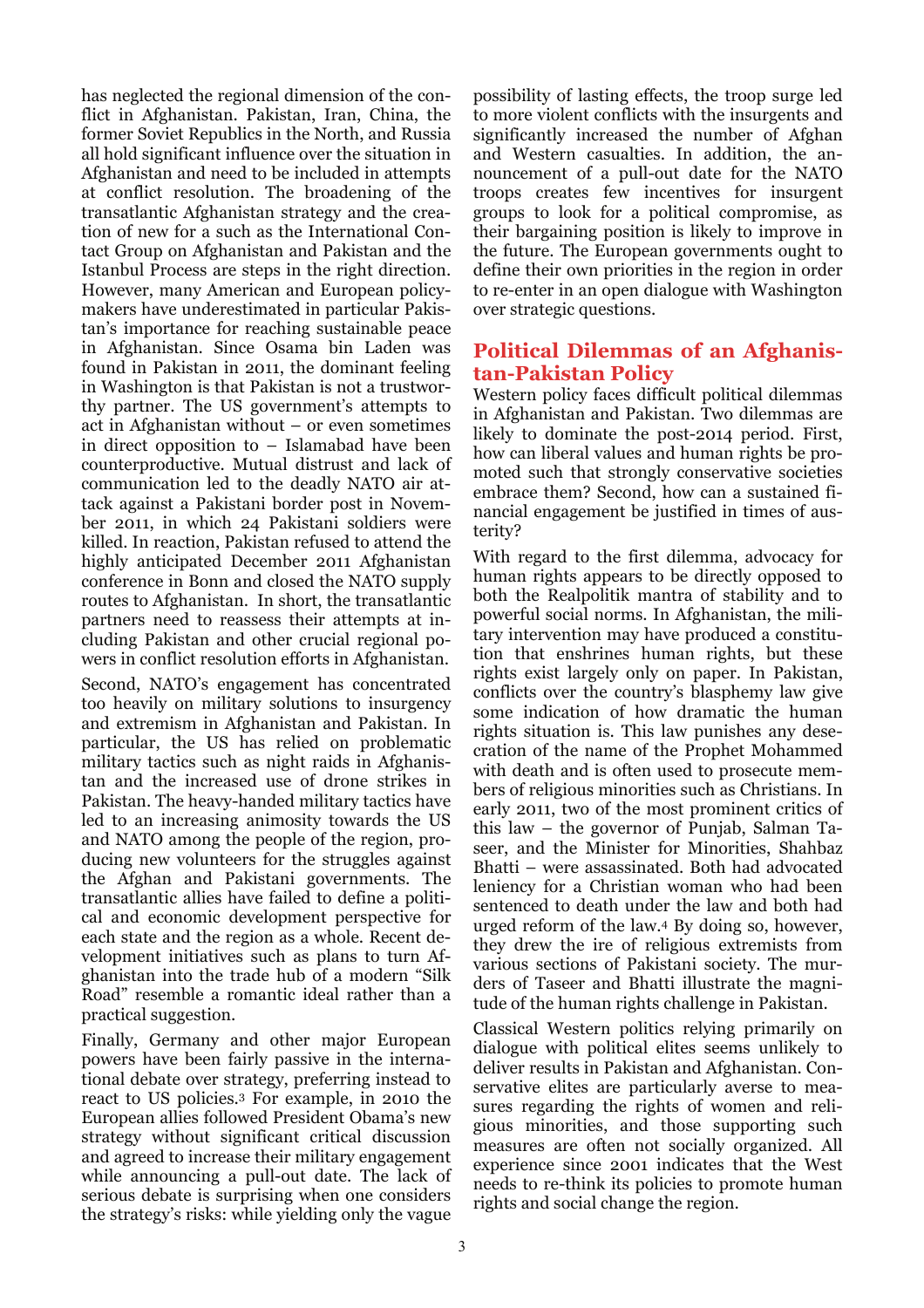has neglected the regional dimension of the conflict in Afghanistan. Pakistan, Iran, China, the former Soviet Republics in the North, and Russia all hold significant influence over the situation in Afghanistan and need to be included in attempts at conflict resolution. The broadening of the transatlantic Afghanistan strategy and the creation of new for a such as the International Contact Group on Afghanistan and Pakistan and the Istanbul Process are steps in the right direction. However, many American and European policymakers have underestimated in particular Pakistan's importance for reaching sustainable peace in Afghanistan. Since Osama bin Laden was found in Pakistan in 2011, the dominant feeling in Washington is that Pakistan is not a trustworthy partner. The US government's attempts to act in Afghanistan without – or even sometimes in direct opposition to – Islamabad have been counterproductive. Mutual distrust and lack of communication led to the deadly NATO air attack against a Pakistani border post in November 2011, in which 24 Pakistani soldiers were killed. In reaction, Pakistan refused to attend the highly anticipated December 2011 Afghanistan conference in Bonn and closed the NATO supply routes to Afghanistan. In short, the transatlantic partners need to reassess their attempts at including Pakistan and other crucial regional powers in conflict resolution efforts in Afghanistan.

Second, NATO's engagement has concentrated too heavily on military solutions to insurgency and extremism in Afghanistan and Pakistan. In particular, the US has relied on problematic military tactics such as night raids in Afghanistan and the increased use of drone strikes in Pakistan. The heavy-handed military tactics have led to an increasing animosity towards the US and NATO among the people of the region, producing new volunteers for the struggles against the Afghan and Pakistani governments. The transatlantic allies have failed to define a political and economic development perspective for each state and the region as a whole. Recent development initiatives such as plans to turn Afghanistan into the trade hub of a modern "Silk Road" resemble a romantic ideal rather than a practical suggestion.

Finally, Germany and other major European powers have been fairly passive in the international debate over strategy, preferring instead to react to US policies.[3] For example, in 2010 the European allies followed President Obama's new strategy without significant critical discussion and agreed to increase their military engagement while announcing a pull-out date. The lack of serious debate is surprising when one considers the strategy's risks: while yielding only the vague possibility of lasting effects, the troop surge led to more violent conflicts with the insurgents and significantly increased the number of Afghan and Western casualties. In addition, the announcement of a pull-out date for the NATO troops creates few incentives for insurgent groups to look for a political compromise, as their bargaining position is likely to improve in the future. The European governments ought to define their own priorities in the region in order to re-enter in an open dialogue with Washington over strategic questions.

## Political Dilemmas of an Afghanistan-Pakistan Policy

Western policy faces difficult political dilemmas in Afghanistan and Pakistan. Two dilemmas are likely to dominate the post-2014 period. First, how can liberal values and human rights be promoted such that strongly conservative societies embrace them? Second, how can a sustained financial engagement be justified in times of austerity?

With regard to the first dilemma, advocacy for human rights appears to be directly opposed to both the Realpolitik mantra of stability and to powerful social norms. In Afghanistan, the military intervention may have produced a constitution that enshrines human rights, but these rights exist largely only on paper. In Pakistan, conflicts over the country's blasphemy law give some indication of how dramatic the human rights situation is. This law punishes any desecration of the name of the Prophet Mohammed with death and is often used to prosecute members of religious minorities such as Christians. In early 2011, two of the most prominent critics of this law – the governor of Punjab, Salman Taseer, and the Minister for Minorities, Shahbaz Bhatti – were assassinated. Both had advocated leniency for a Christian woman who had been sentenced to death under the law and both had urged reform of the law.[4] By doing so, however, they drew the ire of religious extremists from various sections of Pakistani society. The murders of Taseer and Bhatti illustrate the magnitude of the human rights challenge in Pakistan.

Classical Western politics relying primarily on dialogue with political elites seems unlikely to deliver results in Pakistan and Afghanistan. Conservative elites are particularly averse to measures regarding the rights of women and religious minorities, and those supporting such measures are often not socially organized. All experience since 2001 indicates that the West needs to re-think its policies to promote human rights and social change the region.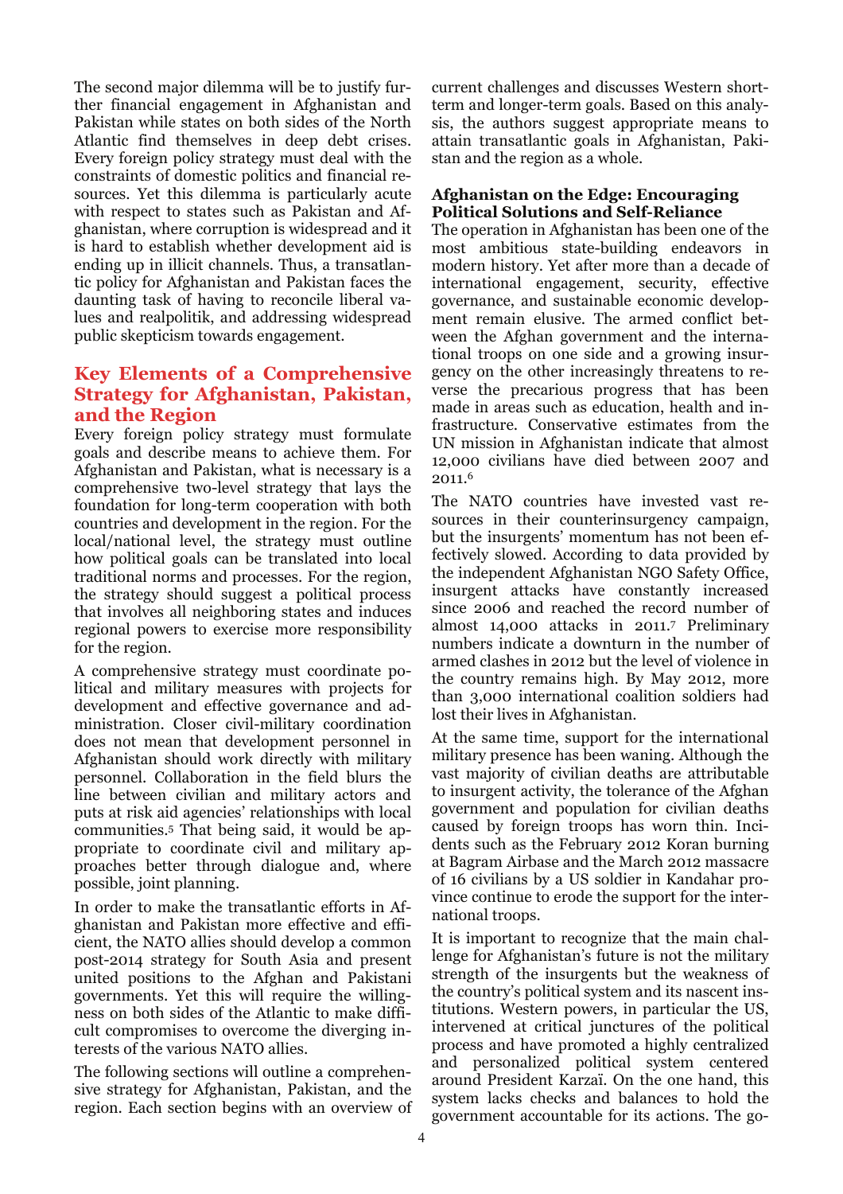The second major dilemma will be to justify further financial engagement in Afghanistan and Pakistan while states on both sides of the North Atlantic find themselves in deep debt crises. Every foreign policy strategy must deal with the constraints of domestic politics and financial resources. Yet this dilemma is particularly acute with respect to states such as Pakistan and Afghanistan, where corruption is widespread and it is hard to establish whether development aid is ending up in illicit channels. Thus, a transatlantic policy for Afghanistan and Pakistan faces the daunting task of having to reconcile liberal values and realpolitik, and addressing widespread public skepticism towards engagement.

## Key Elements of a Comprehensive Strategy for Afghanistan, Pakistan, and the Region

Every foreign policy strategy must formulate goals and describe means to achieve them. For Afghanistan and Pakistan, what is necessary is a comprehensive two-level strategy that lays the foundation for long-term cooperation with both countries and development in the region. For the local/national level, the strategy must outline how political goals can be translated into local traditional norms and processes. For the region, the strategy should suggest a political process that involves all neighboring states and induces regional powers to exercise more responsibility for the region.

A comprehensive strategy must coordinate political and military measures with projects for development and effective governance and administration. Closer civil-military coordination does not mean that development personnel in Afghanistan should work directly with military personnel. Collaboration in the field blurs the line between civilian and military actors and puts at risk aid agencies' relationships with local communities.[5] That being said, it would be appropriate to coordinate civil and military approaches better through dialogue and, where possible, joint planning.

In order to make the transatlantic efforts in Afghanistan and Pakistan more effective and efficient, the NATO allies should develop a common post-2014 strategy for South Asia and present united positions to the Afghan and Pakistani governments. Yet this will require the willingness on both sides of the Atlantic to make difficult compromises to overcome the diverging interests of the various NATO allies.

The following sections will outline a comprehensive strategy for Afghanistan, Pakistan, and the region. Each section begins with an overview of current challenges and discusses Western short-term and longer-term goals. Based on this analysis, the authors suggest appropriate means to attain transatlantic goals in Afghanistan, Pakistan and the region as a whole.

### Afghanistan on the Edge: Encouraging Political Solutions and Self-Reliance

The operation in Afghanistan has been one of the most ambitious state-building endeavors in modern history. Yet after more than a decade of international engagement, security, effective governance, and sustainable economic development remain elusive. The armed conflict between the Afghan government and the international troops on one side and a growing insurgency on the other increasingly threatens to reverse the precarious progress that has been made in areas such as education, health and infrastructure. Conservative estimates from the UN mission in Afghanistan indicate that almost 12,000 civilians have died between 2007 and 2011.[6]

The NATO countries have invested vast resources in their counterinsurgency campaign, but the insurgents' momentum has not been effectively slowed. According to data provided by the independent Afghanistan NGO Safety Office, insurgent attacks have constantly increased since 2006 and reached the record number of almost 14,000 attacks in 2011.[7] Preliminary numbers indicate a downturn in the number of armed clashes in 2012 but the level of violence in the country remains high. By May 2012, more than 3,000 international coalition soldiers had lost their lives in Afghanistan.

At the same time, support for the international military presence has been waning. Although the vast majority of civilian deaths are attributable to insurgent activity, the tolerance of the Afghan government and population for civilian deaths caused by foreign troops has worn thin. Incidents such as the February 2012 Koran burning at Bagram Airbase and the March 2012 massacre of 16 civilians by a US soldier in Kandahar province continue to erode the support for the international troops.

It is important to recognize that the main challenge for Afghanistan's future is not the military strength of the insurgents but the weakness of the country's political system and its nascent institutions. Western powers, in particular the US, intervened at critical junctures of the political process and have promoted a highly centralized and personalized political system centered around President Karzaï. On the one hand, this system lacks checks and balances to hold the government accountable for its actions. The go-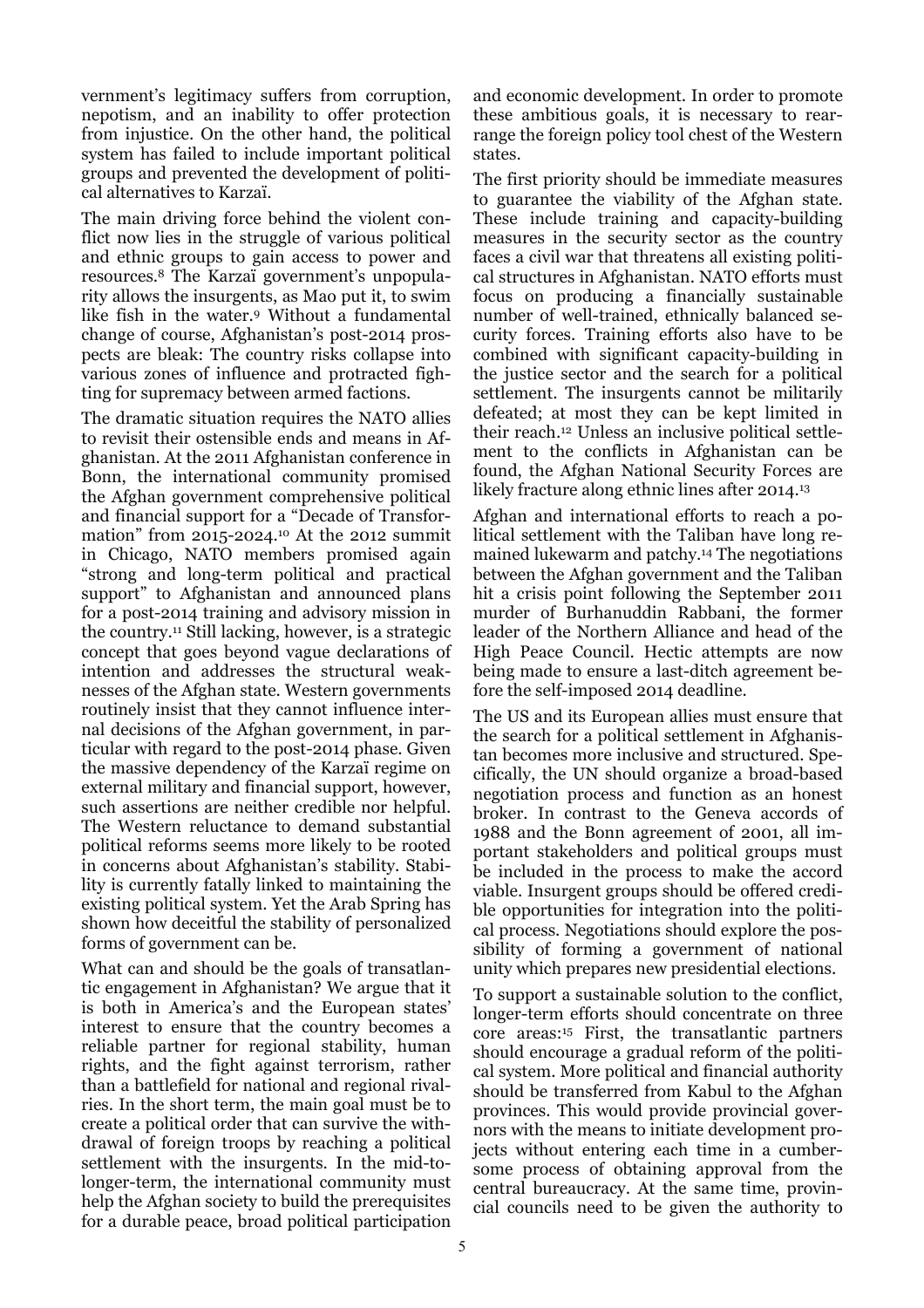vernment's legitimacy suffers from corruption, nepotism, and an inability to offer protection from injustice. On the other hand, the political system has failed to include important political groups and prevented the development of political alternatives to Karzaï.

The main driving force behind the violent conflict now lies in the struggle of various political and ethnic groups to gain access to power and resources.[8] The Karzaï government's unpopularity allows the insurgents, as Mao put it, to swim like fish in the water.[9] Without a fundamental change of course, Afghanistan's post-2014 prospects are bleak: The country risks collapse into various zones of influence and protracted fighting for supremacy between armed factions.

The dramatic situation requires the NATO allies to revisit their ostensible ends and means in Afghanistan. At the 2011 Afghanistan conference in Bonn, the international community promised the Afghan government comprehensive political and financial support for a "Decade of Transformation" from 2015-2024.[10] At the 2012 summit in Chicago, NATO members promised again "strong and long-term political and practical support" to Afghanistan and announced plans for a post-2014 training and advisory mission in the country.[11] Still lacking, however, is a strategic concept that goes beyond vague declarations of intention and addresses the structural weaknesses of the Afghan state. Western governments routinely insist that they cannot influence internal decisions of the Afghan government, in particular with regard to the post-2014 phase. Given the massive dependency of the Karzaï regime on external military and financial support, however, such assertions are neither credible nor helpful. The Western reluctance to demand substantial political reforms seems more likely to be rooted in concerns about Afghanistan's stability. Stability is currently fatally linked to maintaining the existing political system. Yet the Arab Spring has shown how deceitful the stability of personalized forms of government can be.

What can and should be the goals of transatlantic engagement in Afghanistan? We argue that it is both in America's and the European states' interest to ensure that the country becomes a reliable partner for regional stability, human rights, and the fight against terrorism, rather than a battlefield for national and regional rivalries. In the short term, the main goal must be to create a political order that can survive the withdrawal of foreign troops by reaching a political settlement with the insurgents. In the mid-to-longer-term, the international community must help the Afghan society to build the prerequisites for a durable peace, broad political participation and economic development. In order to promote these ambitious goals, it is necessary to rearrange the foreign policy tool chest of the Western states.

The first priority should be immediate measures to guarantee the viability of the Afghan state. These include training and capacity-building measures in the security sector as the country faces a civil war that threatens all existing political structures in Afghanistan. NATO efforts must focus on producing a financially sustainable number of well-trained, ethnically balanced security forces. Training efforts also have to be combined with significant capacity-building in the justice sector and the search for a political settlement. The insurgents cannot be militarily defeated; at most they can be kept limited in their reach.[12] Unless an inclusive political settlement to the conflicts in Afghanistan can be found, the Afghan National Security Forces are likely fracture along ethnic lines after 2014.[13]

Afghan and international efforts to reach a political settlement with the Taliban have long remained lukewarm and patchy.[14] The negotiations between the Afghan government and the Taliban hit a crisis point following the September 2011 murder of Burhanuddin Rabbani, the former leader of the Northern Alliance and head of the High Peace Council. Hectic attempts are now being made to ensure a last-ditch agreement before the self-imposed 2014 deadline.

The US and its European allies must ensure that the search for a political settlement in Afghanistan becomes more inclusive and structured. Specifically, the UN should organize a broad-based negotiation process and function as an honest broker. In contrast to the Geneva accords of 1988 and the Bonn agreement of 2001, all important stakeholders and political groups must be included in the process to make the accord viable. Insurgent groups should be offered credible opportunities for integration into the political process. Negotiations should explore the possibility of forming a government of national unity which prepares new presidential elections.

To support a sustainable solution to the conflict, longer-term efforts should concentrate on three core areas:[15] First, the transatlantic partners should encourage a gradual reform of the political system. More political and financial authority should be transferred from Kabul to the Afghan provinces. This would provide provincial governors with the means to initiate development projects without entering each time in a cumbersome process of obtaining approval from the central bureaucracy. At the same time, provincial councils need to be given the authority to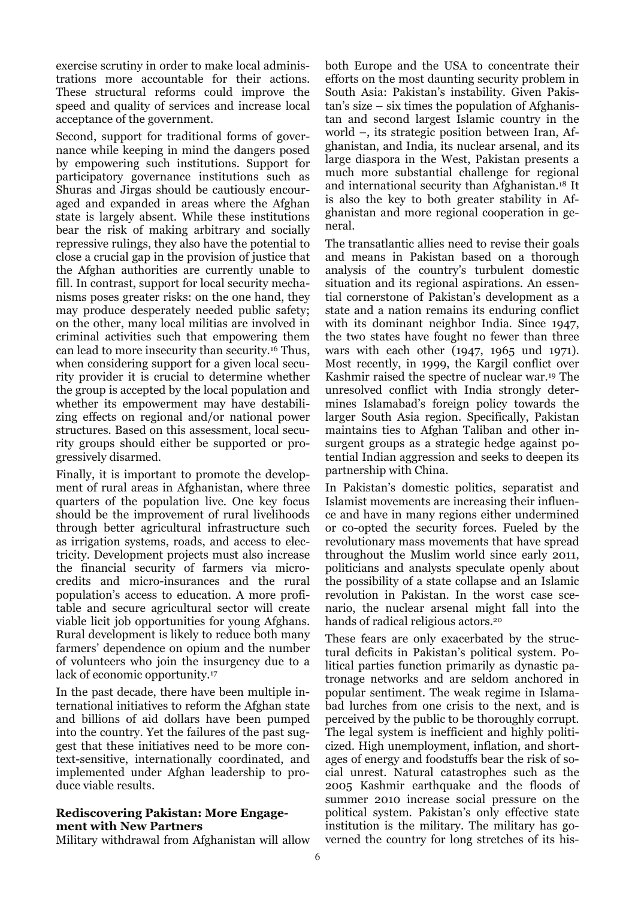exercise scrutiny in order to make local administrations more accountable for their actions. These structural reforms could improve the speed and quality of services and increase local acceptance of the government.

Second, support for traditional forms of governance while keeping in mind the dangers posed by empowering such institutions. Support for participatory governance institutions such as Shuras and Jirgas should be cautiously encouraged and expanded in areas where the Afghan state is largely absent. While these institutions bear the risk of making arbitrary and socially repressive rulings, they also have the potential to close a crucial gap in the provision of justice that the Afghan authorities are currently unable to fill. In contrast, support for local security mechanisms poses greater risks: on the one hand, they may produce desperately needed public safety; on the other, many local militias are involved in criminal activities such that empowering them can lead to more insecurity than security.[16] Thus, when considering support for a given local security provider it is crucial to determine whether the group is accepted by the local population and whether its empowerment may have destabilizing effects on regional and/or national power structures. Based on this assessment, local security groups should either be supported or progressively disarmed.

Finally, it is important to promote the development of rural areas in Afghanistan, where three quarters of the population live. One key focus should be the improvement of rural livelihoods through better agricultural infrastructure such as irrigation systems, roads, and access to electricity. Development projects must also increase the financial security of farmers via micro-credits and micro-insurances and the rural population's access to education. A more profitable and secure agricultural sector will create viable licit job opportunities for young Afghans. Rural development is likely to reduce both many farmers' dependence on opium and the number of volunteers who join the insurgency due to a lack of economic opportunity.[17]

In the past decade, there have been multiple international initiatives to reform the Afghan state and billions of aid dollars have been pumped into the country. Yet the failures of the past suggest that these initiatives need to be more context-sensitive, internationally coordinated, and implemented under Afghan leadership to produce viable results.

### Rediscovering Pakistan: More Engagement with New Partners

Military withdrawal from Afghanistan will allow both Europe and the USA to concentrate their efforts on the most daunting security problem in South Asia: Pakistan's instability. Given Pakistan's size – six times the population of Afghanistan and second largest Islamic country in the world –, its strategic position between Iran, Afghanistan, and India, its nuclear arsenal, and its large diaspora in the West, Pakistan presents a much more substantial challenge for regional and international security than Afghanistan.[18] It is also the key to both greater stability in Afghanistan and more regional cooperation in general.

The transatlantic allies need to revise their goals and means in Pakistan based on a thorough analysis of the country's turbulent domestic situation and its regional aspirations. An essential cornerstone of Pakistan's development as a state and a nation remains its enduring conflict with its dominant neighbor India. Since 1947, the two states have fought no fewer than three wars with each other (1947, 1965 und 1971). Most recently, in 1999, the Kargil conflict over Kashmir raised the spectre of nuclear war.[19] The unresolved conflict with India strongly determines Islamabad's foreign policy towards the larger South Asia region. Specifically, Pakistan maintains ties to Afghan Taliban and other insurgent groups as a strategic hedge against potential Indian aggression and seeks to deepen its partnership with China.

In Pakistan's domestic politics, separatist and Islamist movements are increasing their influence and have in many regions either undermined or co-opted the security forces. Fueled by the revolutionary mass movements that have spread throughout the Muslim world since early 2011, politicians and analysts speculate openly about the possibility of a state collapse and an Islamic revolution in Pakistan. In the worst case scenario, the nuclear arsenal might fall into the hands of radical religious actors.[20]

These fears are only exacerbated by the structural deficits in Pakistan's political system. Political parties function primarily as dynastic patronage networks and are seldom anchored in popular sentiment. The weak regime in Islamabad lurches from one crisis to the next, and is perceived by the public to be thoroughly corrupt. The legal system is inefficient and highly politicized. High unemployment, inflation, and shortages of energy and foodstuffs bear the risk of social unrest. Natural catastrophes such as the 2005 Kashmir earthquake and the floods of summer 2010 increase social pressure on the political system. Pakistan's only effective state institution is the military. The military has governed the country for long stretches of its his-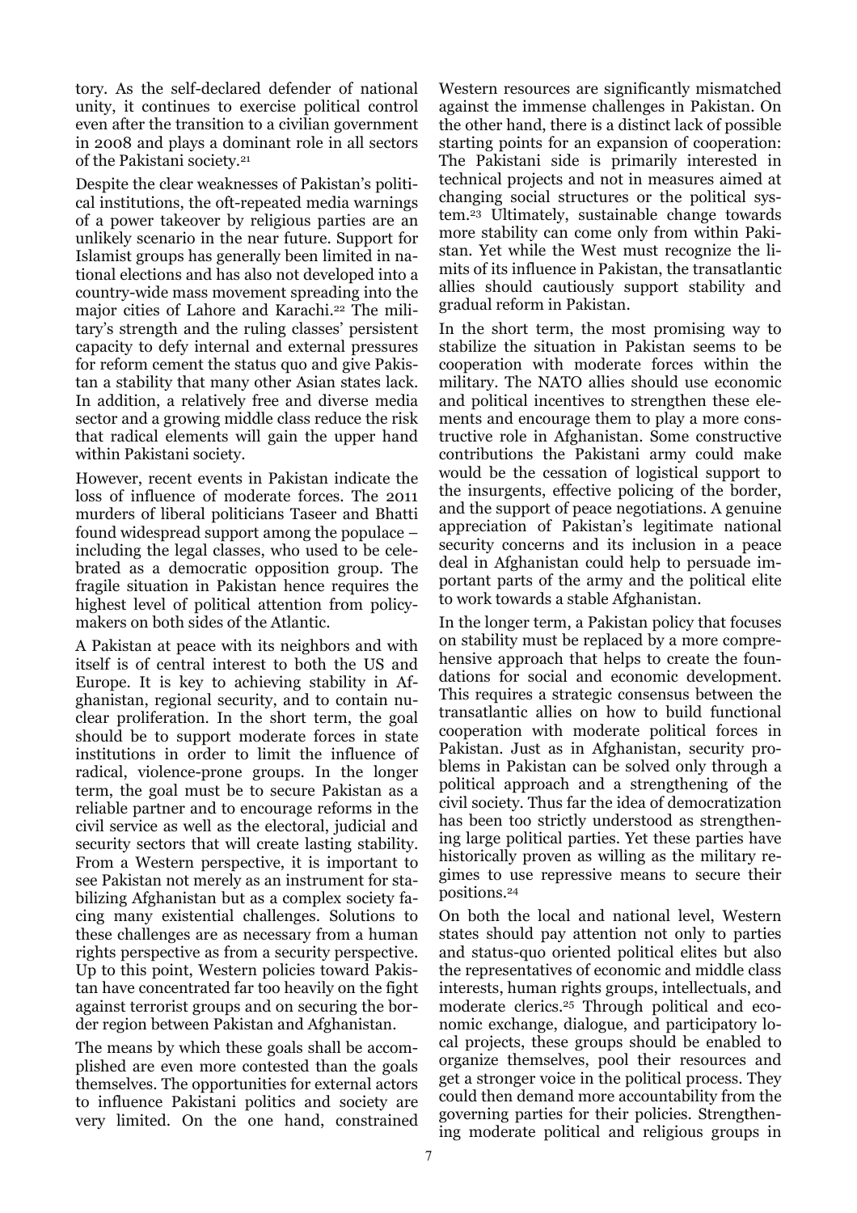tory. As the self-declared defender of national unity, it continues to exercise political control even after the transition to a civilian government in 2008 and plays a dominant role in all sectors of the Pakistani society.[21]

Despite the clear weaknesses of Pakistan's political institutions, the oft-repeated media warnings of a power takeover by religious parties are an unlikely scenario in the near future. Support for Islamist groups has generally been limited in national elections and has also not developed into a country-wide mass movement spreading into the major cities of Lahore and Karachi.[22] The military's strength and the ruling classes' persistent capacity to defy internal and external pressures for reform cement the status quo and give Pakistan a stability that many other Asian states lack. In addition, a relatively free and diverse media sector and a growing middle class reduce the risk that radical elements will gain the upper hand within Pakistani society.

However, recent events in Pakistan indicate the loss of influence of moderate forces. The 2011 murders of liberal politicians Taseer and Bhatti found widespread support among the populace – including the legal classes, who used to be celebrated as a democratic opposition group. The fragile situation in Pakistan hence requires the highest level of political attention from policymakers on both sides of the Atlantic.

A Pakistan at peace with its neighbors and with itself is of central interest to both the US and Europe. It is key to achieving stability in Afghanistan, regional security, and to contain nuclear proliferation. In the short term, the goal should be to support moderate forces in state institutions in order to limit the influence of radical, violence-prone groups. In the longer term, the goal must be to secure Pakistan as a reliable partner and to encourage reforms in the civil service as well as the electoral, judicial and security sectors that will create lasting stability. From a Western perspective, it is important to see Pakistan not merely as an instrument for stabilizing Afghanistan but as a complex society facing many existential challenges. Solutions to these challenges are as necessary from a human rights perspective as from a security perspective. Up to this point, Western policies toward Pakistan have concentrated far too heavily on the fight against terrorist groups and on securing the border region between Pakistan and Afghanistan.

The means by which these goals shall be accomplished are even more contested than the goals themselves. The opportunities for external actors to influence Pakistani politics and society are very limited. On the one hand, constrained Western resources are significantly mismatched against the immense challenges in Pakistan. On the other hand, there is a distinct lack of possible starting points for an expansion of cooperation: The Pakistani side is primarily interested in technical projects and not in measures aimed at changing social structures or the political system.[23] Ultimately, sustainable change towards more stability can come only from within Pakistan. Yet while the West must recognize the limits of its influence in Pakistan, the transatlantic allies should cautiously support stability and gradual reform in Pakistan.

In the short term, the most promising way to stabilize the situation in Pakistan seems to be cooperation with moderate forces within the military. The NATO allies should use economic and political incentives to strengthen these elements and encourage them to play a more constructive role in Afghanistan. Some constructive contributions the Pakistani army could make would be the cessation of logistical support to the insurgents, effective policing of the border, and the support of peace negotiations. A genuine appreciation of Pakistan's legitimate national security concerns and its inclusion in a peace deal in Afghanistan could help to persuade important parts of the army and the political elite to work towards a stable Afghanistan.

In the longer term, a Pakistan policy that focuses on stability must be replaced by a more comprehensive approach that helps to create the foundations for social and economic development. This requires a strategic consensus between the transatlantic allies on how to build functional cooperation with moderate political forces in Pakistan. Just as in Afghanistan, security problems in Pakistan can be solved only through a political approach and a strengthening of the civil society. Thus far the idea of democratization has been too strictly understood as strengthening large political parties. Yet these parties have historically proven as willing as the military regimes to use repressive means to secure their positions.[24]

On both the local and national level, Western states should pay attention not only to parties and status-quo oriented political elites but also the representatives of economic and middle class interests, human rights groups, intellectuals, and moderate clerics.[25] Through political and economic exchange, dialogue, and participatory local projects, these groups should be enabled to organize themselves, pool their resources and get a stronger voice in the political process. They could then demand more accountability from the governing parties for their policies. Strengthening moderate political and religious groups in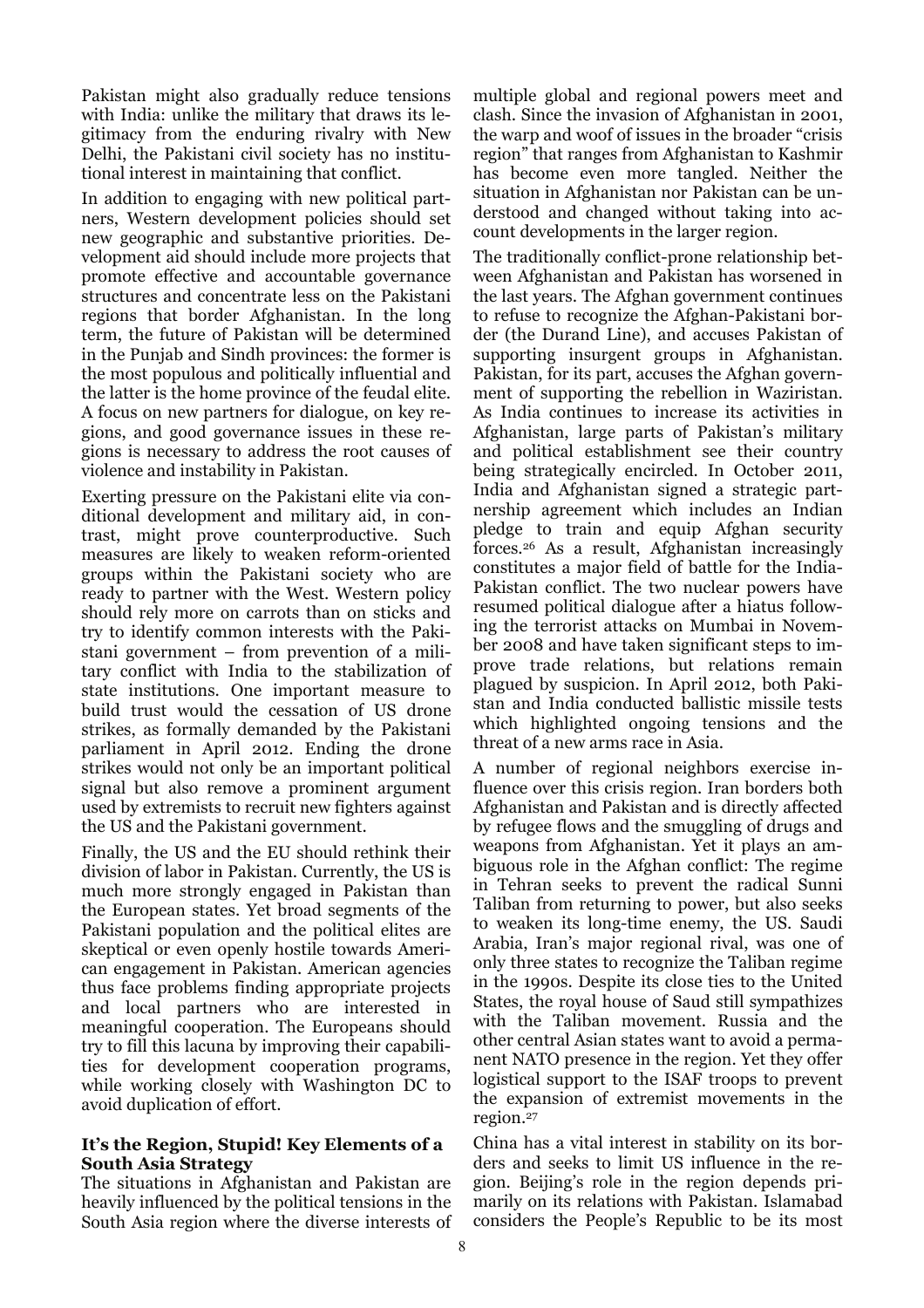Pakistan might also gradually reduce tensions with India: unlike the military that draws its legitimacy from the enduring rivalry with New Delhi, the Pakistani civil society has no institutional interest in maintaining that conflict.

In addition to engaging with new political partners, Western development policies should set new geographic and substantive priorities. Development aid should include more projects that promote effective and accountable governance structures and concentrate less on the Pakistani regions that border Afghanistan. In the long term, the future of Pakistan will be determined in the Punjab and Sindh provinces: the former is the most populous and politically influential and the latter is the home province of the feudal elite. A focus on new partners for dialogue, on key regions, and good governance issues in these regions is necessary to address the root causes of violence and instability in Pakistan.

Exerting pressure on the Pakistani elite via conditional development and military aid, in contrast, might prove counterproductive. Such measures are likely to weaken reform-oriented groups within the Pakistani society who are ready to partner with the West. Western policy should rely more on carrots than on sticks and try to identify common interests with the Pakistani government – from prevention of a military conflict with India to the stabilization of state institutions. One important measure to build trust would the cessation of US drone strikes, as formally demanded by the Pakistani parliament in April 2012. Ending the drone strikes would not only be an important political signal but also remove a prominent argument used by extremists to recruit new fighters against the US and the Pakistani government.

Finally, the US and the EU should rethink their division of labor in Pakistan. Currently, the US is much more strongly engaged in Pakistan than the European states. Yet broad segments of the Pakistani population and the political elites are skeptical or even openly hostile towards American engagement in Pakistan. American agencies thus face problems finding appropriate projects and local partners who are interested in meaningful cooperation. The Europeans should try to fill this lacuna by improving their capabilities for development cooperation programs, while working closely with Washington DC to avoid duplication of effort.

**It's the Region, Stupid! Key Elements of a South Asia Strategy**

The situations in Afghanistan and Pakistan are heavily influenced by the political tensions in the South Asia region where the diverse interests of multiple global and regional powers meet and clash. Since the invasion of Afghanistan in 2001, the warp and woof of issues in the broader "crisis region" that ranges from Afghanistan to Kashmir has become even more tangled. Neither the situation in Afghanistan nor Pakistan can be understood and changed without taking into account developments in the larger region.

The traditionally conflict-prone relationship between Afghanistan and Pakistan has worsened in the last years. The Afghan government continues to refuse to recognize the Afghan-Pakistani border (the Durand Line), and accuses Pakistan of supporting insurgent groups in Afghanistan. Pakistan, for its part, accuses the Afghan government of supporting the rebellion in Waziristan. As India continues to increase its activities in Afghanistan, large parts of Pakistan's military and political establishment see their country being strategically encircled. In October 2011, India and Afghanistan signed a strategic partnership agreement which includes an Indian pledge to train and equip Afghan security forces.[26] As a result, Afghanistan increasingly constitutes a major field of battle for the India-Pakistan conflict. The two nuclear powers have resumed political dialogue after a hiatus following the terrorist attacks on Mumbai in November 2008 and have taken significant steps to improve trade relations, but relations remain plagued by suspicion. In April 2012, both Pakistan and India conducted ballistic missile tests which highlighted ongoing tensions and the threat of a new arms race in Asia.

A number of regional neighbors exercise influence over this crisis region. Iran borders both Afghanistan and Pakistan and is directly affected by refugee flows and the smuggling of drugs and weapons from Afghanistan. Yet it plays an ambiguous role in the Afghan conflict: The regime in Tehran seeks to prevent the radical Sunni Taliban from returning to power, but also seeks to weaken its long-time enemy, the US. Saudi Arabia, Iran's major regional rival, was one of only three states to recognize the Taliban regime in the 1990s. Despite its close ties to the United States, the royal house of Saud still sympathizes with the Taliban movement. Russia and the other central Asian states want to avoid a permanent NATO presence in the region. Yet they offer logistical support to the ISAF troops to prevent the expansion of extremist movements in the region.[27]

China has a vital interest in stability on its borders and seeks to limit US influence in the region. Beijing's role in the region depends primarily on its relations with Pakistan. Islamabad considers the People's Republic to be its most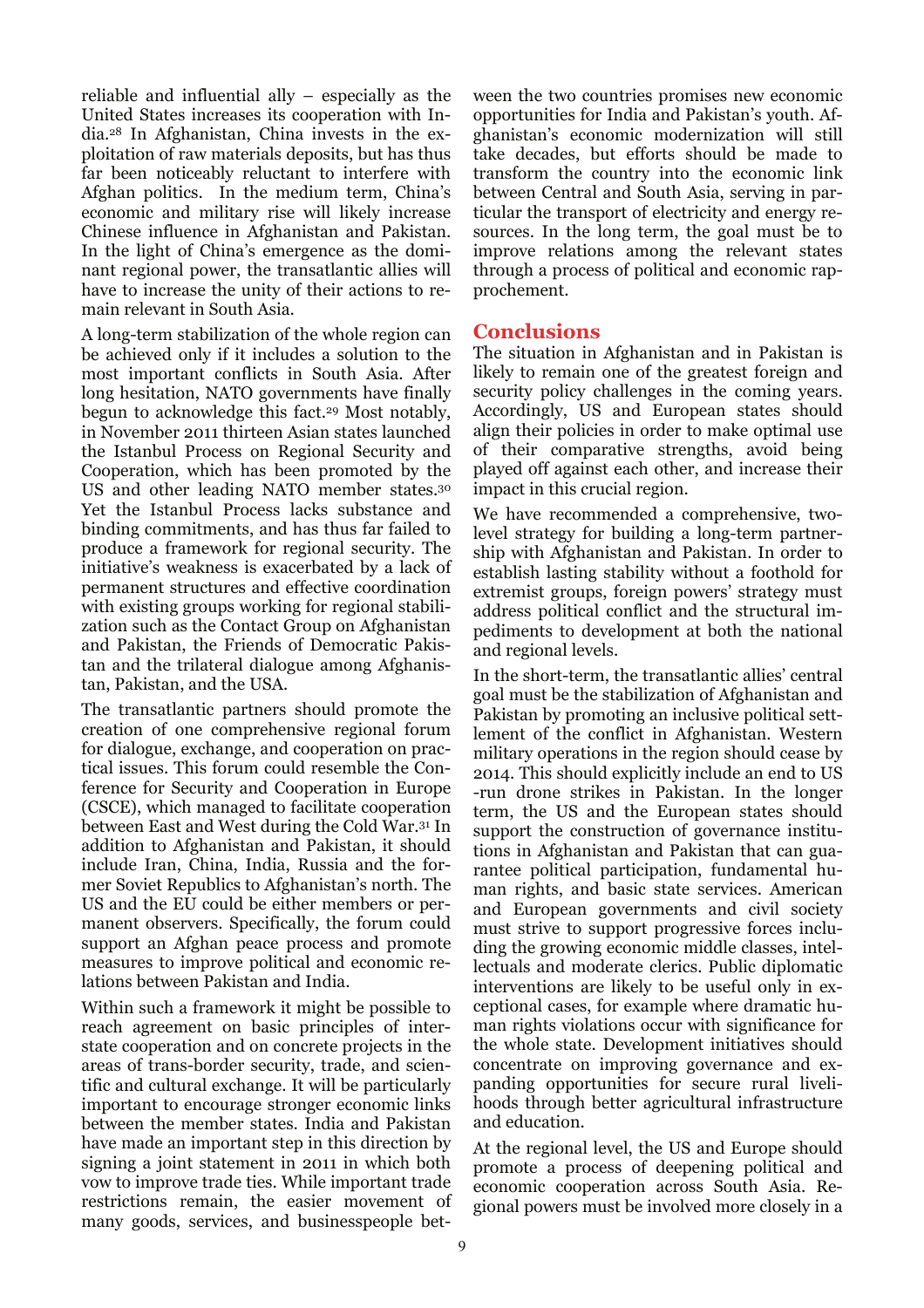reliable and influential ally – especially as the United States increases its cooperation with India.[28] In Afghanistan, China invests in the exploitation of raw materials deposits, but has thus far been noticeably reluctant to interfere with Afghan politics. In the medium term, China's economic and military rise will likely increase Chinese influence in Afghanistan and Pakistan. In the light of China's emergence as the dominant regional power, the transatlantic allies will have to increase the unity of their actions to remain relevant in South Asia.

A long-term stabilization of the whole region can be achieved only if it includes a solution to the most important conflicts in South Asia. After long hesitation, NATO governments have finally begun to acknowledge this fact.[29] Most notably, in November 2011 thirteen Asian states launched the Istanbul Process on Regional Security and Cooperation, which has been promoted by the US and other leading NATO member states.[30] Yet the Istanbul Process lacks substance and binding commitments, and has thus far failed to produce a framework for regional security. The initiative's weakness is exacerbated by a lack of permanent structures and effective coordination with existing groups working for regional stabilization such as the Contact Group on Afghanistan and Pakistan, the Friends of Democratic Pakistan and the trilateral dialogue among Afghanistan, Pakistan, and the USA.

The transatlantic partners should promote the creation of one comprehensive regional forum for dialogue, exchange, and cooperation on practical issues. This forum could resemble the Conference for Security and Cooperation in Europe (CSCE), which managed to facilitate cooperation between East and West during the Cold War.[31] In addition to Afghanistan and Pakistan, it should include Iran, China, India, Russia and the former Soviet Republics to Afghanistan's north. The US and the EU could be either members or permanent observers. Specifically, the forum could support an Afghan peace process and promote measures to improve political and economic relations between Pakistan and India.

Within such a framework it might be possible to reach agreement on basic principles of interstate cooperation and on concrete projects in the areas of trans-border security, trade, and scientific and cultural exchange. It will be particularly important to encourage stronger economic links between the member states. India and Pakistan have made an important step in this direction by signing a joint statement in 2011 in which both vow to improve trade ties. While important trade restrictions remain, the easier movement of many goods, services, and businesspeople between the two countries promises new economic opportunities for India and Pakistan's youth. Afghanistan's economic modernization will still take decades, but efforts should be made to transform the country into the economic link between Central and South Asia, serving in particular the transport of electricity and energy resources. In the long term, the goal must be to improve relations among the relevant states through a process of political and economic rapprochement.

## Conclusions

The situation in Afghanistan and in Pakistan is likely to remain one of the greatest foreign and security policy challenges in the coming years. Accordingly, US and European states should align their policies in order to make optimal use of their comparative strengths, avoid being played off against each other, and increase their impact in this crucial region.

We have recommended a comprehensive, two-level strategy for building a long-term partnership with Afghanistan and Pakistan. In order to establish lasting stability without a foothold for extremist groups, foreign powers' strategy must address political conflict and the structural impediments to development at both the national and regional levels.

In the short-term, the transatlantic allies' central goal must be the stabilization of Afghanistan and Pakistan by promoting an inclusive political settlement of the conflict in Afghanistan. Western military operations in the region should cease by 2014. This should explicitly include an end to US-run drone strikes in Pakistan. In the longer term, the US and the European states should support the construction of governance institutions in Afghanistan and Pakistan that can guarantee political participation, fundamental human rights, and basic state services. American and European governments and civil society must strive to support progressive forces including the growing economic middle classes, intellectuals and moderate clerics. Public diplomatic interventions are likely to be useful only in exceptional cases, for example where dramatic human rights violations occur with significance for the whole state. Development initiatives should concentrate on improving governance and expanding opportunities for secure rural livelihoods through better agricultural infrastructure and education.

At the regional level, the US and Europe should promote a process of deepening political and economic cooperation across South Asia. Regional powers must be involved more closely in a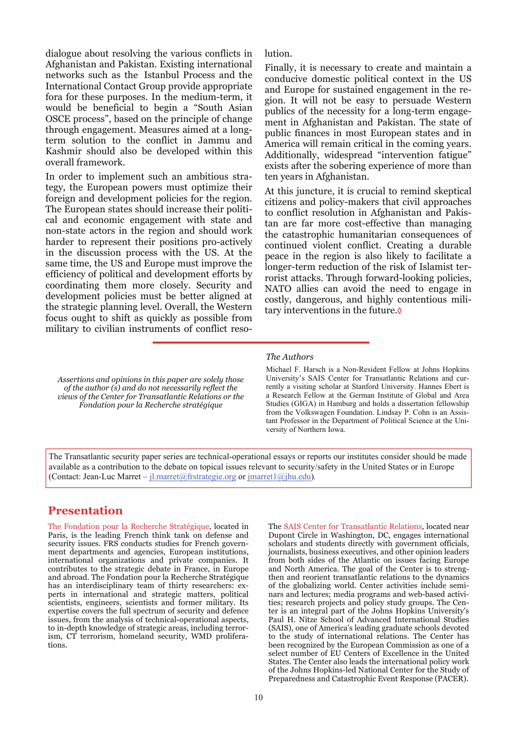dialogue about resolving the various conflicts in Afghanistan and Pakistan. Existing international networks such as the Istanbul Process and the International Contact Group provide appropriate fora for these purposes. In the medium-term, it would be beneficial to begin a "South Asian OSCE process", based on the principle of change through engagement. Measures aimed at a long-term solution to the conflict in Jammu and Kashmir should also be developed within this overall framework.

In order to implement such an ambitious strategy, the European powers must optimize their foreign and development policies for the region. The European states should increase their political and economic engagement with state and non-state actors in the region and should work harder to represent their positions pro-actively in the discussion process with the US. At the same time, the US and Europe must improve the efficiency of political and development efforts by coordinating them more closely. Security and development policies must be better aligned at the strategic planning level. Overall, the Western focus ought to shift as quickly as possible from military to civilian instruments of conflict resolution.

Finally, it is necessary to create and maintain a conducive domestic political context in the US and Europe for sustained engagement in the region. It will not be easy to persuade Western publics of the necessity for a long-term engagement in Afghanistan and Pakistan. The state of public finances in most European states and in America will remain critical in the coming years. Additionally, widespread "intervention fatigue" exists after the sobering experience of more than ten years in Afghanistan.

At this juncture, it is crucial to remind skeptical citizens and policy-makers that civil approaches to conflict resolution in Afghanistan and Pakistan are far more cost-effective than managing the catastrophic humanitarian consequences of continued violent conflict. Creating a durable peace in the region is also likely to facilitate a longer-term reduction of the risk of Islamist terrorist attacks. Through forward-looking policies, NATO allies can avoid the need to engage in costly, dangerous, and highly contentious military interventions in the future.◊

---

*Assertions and opinions in this paper are solely those of the author (s) and do not necessarily reflect the views of the Center for Transatlantic Relations or the Fondation pour la Recherche stratégique*

*The Authors*

Michael F. Harsch is a Non-Resident Fellow at Johns Hopkins University's SAIS Center for Transatlantic Relations and currently a visiting scholar at Stanford University. Hannes Ebert is a Research Fellow at the German Institute of Global and Area Studies (GIGA) in Hamburg and holds a dissertation fellowship from the Volkswagen Foundation. Lindsay P. Cohn is an Assistant Professor in the Department of Political Science at the University of Northern Iowa.

The Transatlantic security paper series are technical-operational essays or reports our institutes consider should be made available as a contribution to the debate on topical issues relevant to security/safety in the United States or in Europe (Contact: Jean-Luc Marret – jl.marret@frstrategie.org or jmarret1@jhu.edu).

## Presentation

The Fondation pour la Recherche Stratégique, located in Paris, is the leading French think tank on defense and security issues. FRS conducts studies for French government departments and agencies, European institutions, international organizations and private companies. It contributes to the strategic debate in France, in Europe and abroad. The Fondation pour la Recherche Stratégique has an interdisciplinary team of thirty researchers: experts in international and strategic matters, political scientists, engineers, scientists and former military. Its expertise covers the full spectrum of security and defence issues, from the analysis of technical-operational aspects, to in-depth knowledge of strategic areas, including terrorism, CT terrorism, homeland security, WMD proliferations.

The SAIS Center for Transatlantic Relations, located near Dupont Circle in Washington, DC, engages international scholars and students directly with government officials, journalists, business executives, and other opinion leaders from both sides of the Atlantic on issues facing Europe and North America. The goal of the Center is to strengthen and reorient transatlantic relations to the dynamics of the globalizing world. Center activities include seminars and lectures; media programs and web-based activities; research projects and policy study groups. The Center is an integral part of the Johns Hopkins University's Paul H. Nitze School of Advanced International Studies (SAIS), one of America's leading graduate schools devoted to the study of international relations. The Center has been recognized by the European Commission as one of a select number of EU Centers of Excellence in the United States. The Center also leads the international policy work of the Johns Hopkins-led National Center for the Study of Preparedness and Catastrophic Event Response (PACER).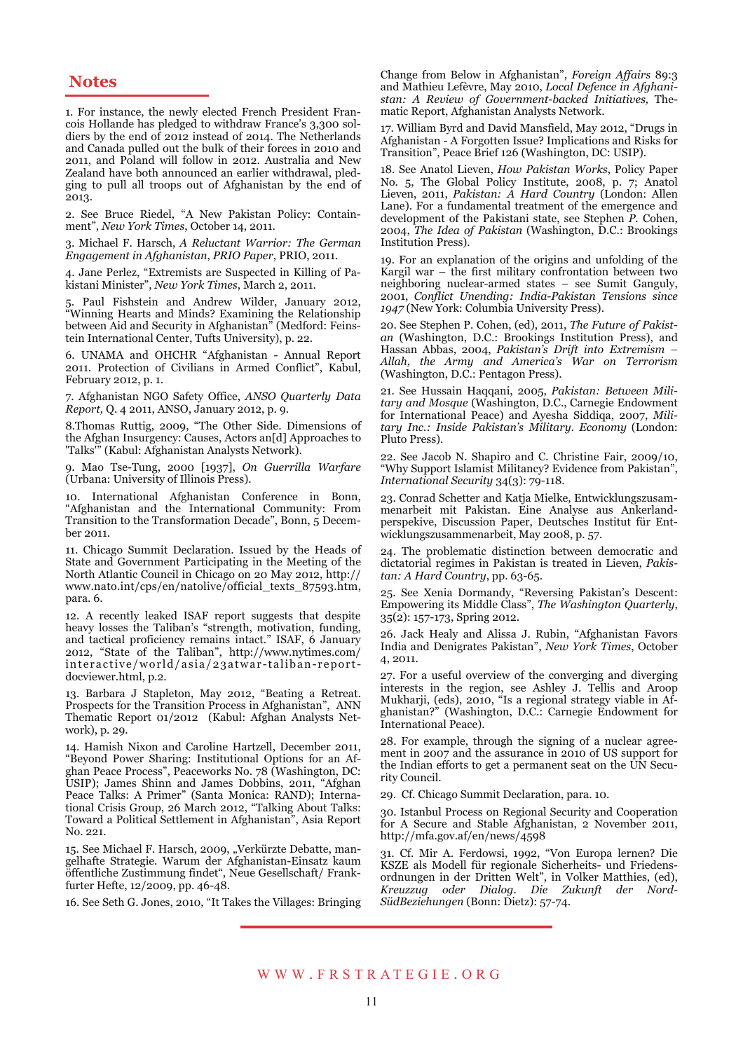## Notes

1. For instance, the newly elected French President Francois Hollande has pledged to withdraw France's 3,300 soldiers by the end of 2012 instead of 2014. The Netherlands and Canada pulled out the bulk of their forces in 2010 and 2011, and Poland will follow in 2012. Australia and New Zealand have both announced an earlier withdrawal, pledging to pull all troops out of Afghanistan by the end of 2013.

2. See Bruce Riedel, "A New Pakistan Policy: Containment", *New York Times*, October 14, 2011.

3. Michael F. Harsch, *A Reluctant Warrior: The German Engagement in Afghanistan*, *PRIO Paper*, PRIO, 2011.

4. Jane Perlez, "Extremists are Suspected in Killing of Pakistani Minister", *New York Times*, March 2, 2011.

5. Paul Fishstein and Andrew Wilder, January 2012, "Winning Hearts and Minds? Examining the Relationship between Aid and Security in Afghanistan" (Medford: Feinstein International Center, Tufts University), p. 22.

6. UNAMA and OHCHR "Afghanistan - Annual Report 2011. Protection of Civilians in Armed Conflict", Kabul, February 2012, p. 1.

7. Afghanistan NGO Safety Office, *ANSO Quarterly Data Report,* Q. 4 2011, ANSO, January 2012, p. 9.

8.Thomas Ruttig, 2009, "The Other Side. Dimensions of the Afghan Insurgency: Causes, Actors an[d] Approaches to 'Talks'" (Kabul: Afghanistan Analysts Network).

9. Mao Tse-Tung, 2000 [1937], *On Guerrilla Warfare* (Urbana: University of Illinois Press).

10. International Afghanistan Conference in Bonn, "Afghanistan and the International Community: From Transition to the Transformation Decade", Bonn, 5 December 2011.

11. Chicago Summit Declaration. Issued by the Heads of State and Government Participating in the Meeting of the North Atlantic Council in Chicago on 20 May 2012, http://www.nato.int/cps/en/natolive/official_texts_87593.htm, para. 6.

12. A recently leaked ISAF report suggests that despite heavy losses the Taliban's "strength, motivation, funding, and tactical proficiency remains intact." ISAF, 6 January 2012, "State of the Taliban", http://www.nytimes.com/interactive/world/asia/23atwar-taliban-report-docviewer.html, p.2.

13. Barbara J Stapleton, May 2012, "Beating a Retreat. Prospects for the Transition Process in Afghanistan", ANN Thematic Report 01/2012 (Kabul: Afghan Analysts Network), p. 29.

14. Hamish Nixon and Caroline Hartzell, December 2011, "Beyond Power Sharing: Institutional Options for an Afghan Peace Process", Peaceworks No. 78 (Washington, DC: USIP); James Shinn and James Dobbins, 2011, "Afghan Peace Talks: A Primer" (Santa Monica: RAND); International Crisis Group, 26 March 2012, "Talking About Talks: Toward a Political Settlement in Afghanistan", Asia Report No. 221.

15. See Michael F. Harsch, 2009, „Verkürzte Debatte, mangelhafte Strategie. Warum der Afghanistan-Einsatz kaum öffentliche Zustimmung findet", Neue Gesellschaft/ Frankfurter Hefte, 12/2009, pp. 46-48.

16. See Seth G. Jones, 2010, "It Takes the Villages: Bringing Change from Below in Afghanistan", *Foreign Affairs* 89:3 and Mathieu Lefèvre, May 2010, *Local Defence in Afghanistan: A Review of Government-backed Initiatives,* Thematic Report, Afghanistan Analysts Network.

17. William Byrd and David Mansfield, May 2012, "Drugs in Afghanistan - A Forgotten Issue? Implications and Risks for Transition", Peace Brief 126 (Washington, DC: USIP).

18. See Anatol Lieven, *How Pakistan Works*, Policy Paper No. 5, The Global Policy Institute, 2008, p. 7; Anatol Lieven, 2011, *Pakistan: A Hard Country* (London: Allen Lane). For a fundamental treatment of the emergence and development of the Pakistani state, see Stephen *P.* Cohen, 2004, *The Idea of Pakistan* (Washington, D.C.: Brookings Institution Press).

19. For an explanation of the origins and unfolding of the Kargil war – the first military confrontation between two neighboring nuclear-armed states – see Sumit Ganguly, 2001, *Conflict Unending: India-Pakistan Tensions since 1947* (New York: Columbia University Press).

20. See Stephen P. Cohen, (ed), 2011, *The Future of Pakistan* (Washington, D.C.: Brookings Institution Press), and Hassan Abbas, 2004, *Pakistan's Drift into Extremism – Allah, the Army and America's War on Terrorism* (Washington, D.C.: Pentagon Press).

21. See Hussain Haqqani, 2005, *Pakistan: Between Military and Mosque* (Washington, D.C., Carnegie Endowment for International Peace) and Ayesha Siddiqa, 2007, *Military Inc.: Inside Pakistan's Military. Economy* (London: Pluto Press).

22. See Jacob N. Shapiro and C. Christine Fair, 2009/10, "Why Support Islamist Militancy? Evidence from Pakistan", *International Security* 34(3): 79-118.

23. Conrad Schetter and Katja Mielke, Entwicklungszusammenarbeit mit Pakistan. Eine Analyse aus Ankerlandperspekive, Discussion Paper, Deutsches Institut für Entwicklungszusammenarbeit, May 2008, p. 57.

24. The problematic distinction between democratic and dictatorial regimes in Pakistan is treated in Lieven, *Pakistan: A Hard Country*, pp. 63-65.

25. See Xenia Dormandy, "Reversing Pakistan's Descent: Empowering its Middle Class", *The Washington Quarterly*, 35(2): 157-173, Spring 2012.

26. Jack Healy and Alissa J. Rubin, "Afghanistan Favors India and Denigrates Pakistan", *New York Times*, October 4, 2011.

27. For a useful overview of the converging and diverging interests in the region, see Ashley J. Tellis and Aroop Mukharji, (eds), 2010, "Is a regional strategy viable in Afghanistan?" (Washington, D.C.: Carnegie Endowment for International Peace).

28. For example, through the signing of a nuclear agreement in 2007 and the assurance in 2010 of US support for the Indian efforts to get a permanent seat on the UN Security Council.

29. Cf. Chicago Summit Declaration, para. 10.

30. Istanbul Process on Regional Security and Cooperation for A Secure and Stable Afghanistan, 2 November 2011, http://mfa.gov.af/en/news/4598

31. Cf. Mir A. Ferdowsi, 1992, "Von Europa lernen? Die KSZE als Modell für regionale Sicherheits- und Friedensordnungen in der Dritten Welt", in Volker Matthies, (ed), *Kreuzzug oder Dialog. Die Zukunft der Nord-SüdBeziehungen* (Bonn: Dietz): 57-74.

WWW.FRSTRATEGIE.ORG